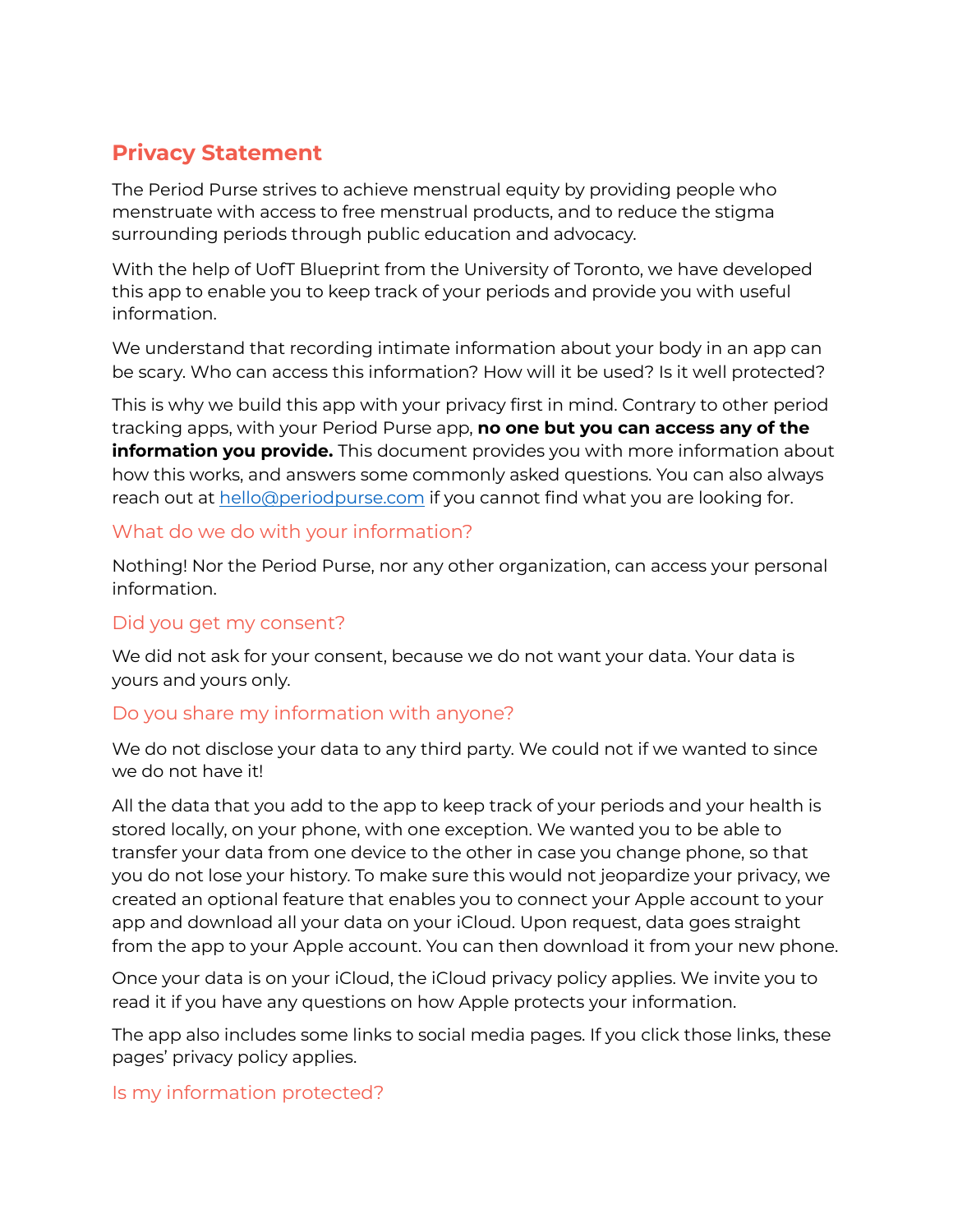# Privacy Statement

The Period Purse strives to achieve menstrual equity by providing people who menstruate with access to free menstrual products, and to reduce the stigma surrounding periods through public education and advocacy.

With the help of UofT Blueprint from the University of Toronto, we have developed this app to enable you to keep track of your periods and provide you with useful information.

We understand that recording intimate information about your body in an app can be scary. Who can access this information? How will it be used? Is it well protected?

This is why we build this app with your privacy first in mind. Contrary to other period tracking apps, with your Period Purse app, **no one but you can access any of the information you provide.** This document provides you with more information about how this works, and answers some commonly asked questions. You can also always reach out at [hello@periodpurse.com](mailto:hello@periodpurse.com) if you cannot find what you are looking for.

## What do we do with your information?

Nothing! Nor the Period Purse, nor any other organization, can access your personal information.

## Did you get my consent?

We did not ask for your consent, because we do not want your data. Your data is yours and yours only.

## Do you share my information with anyone?

We do not disclose your data to any third party. We could not if we wanted to since we do not have it!

All the data that you add to the app to keep track of your periods and your health is stored locally, on your phone, with one exception. We wanted you to be able to transfer your data from one device to the other in case you change phone, so that you do not lose your history. To make sure this would not jeopardize your privacy, we created an optional feature that enables you to connect your Apple account to your app and download all your data on your iCloud. Upon request, data goes straight from the app to your Apple account. You can then download it from your new phone.

Once your data is on your iCloud, the iCloud privacy policy applies. We invite you to read it if you have any questions on how Apple protects your information.

The app also includes some links to social media pages. If you click those links, these pages' privacy policy applies.

## Is my information protected?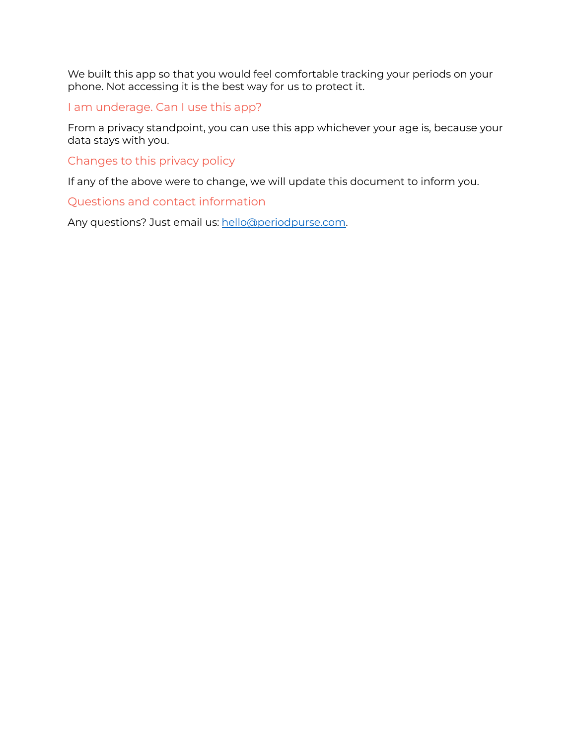We built this app so that you would feel comfortable tracking your periods on your phone. Not accessing it is the best way for us to protect it.

## I am underage. Can I use this app?

From a privacy standpoint, you can use this app whichever your age is, because your data stays with you.

## Changes to this privacy policy

If any of the above were to change, we will update this document to inform you.

## Questions and contact information

Any questions? Just email us: [hello@periodpurse.com](mailto:hello@periodpurse.com).